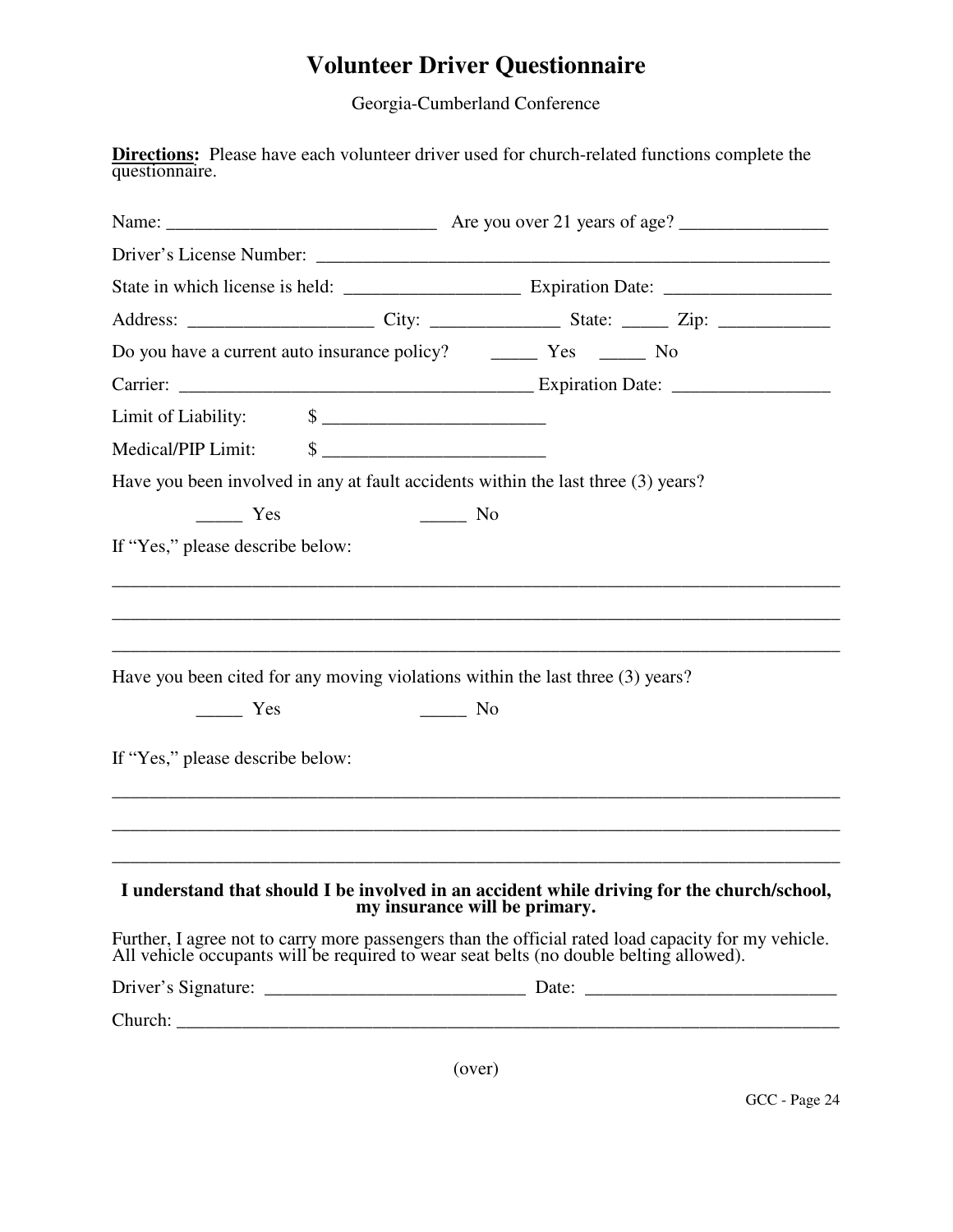# Volunteer Driver Questionnaire

Georgia-Cumberland Conference

**Directions:** Please have each volunteer driver used for church-related functions complete the questionnaire.

Name: _____________________________ Are you over 21 years of age? ________________

Driver's License Number: _______________________________________________________

State in which license is held: __________________ Expiration Date: _________________

Address: ___________________ City: ______________ State: _____ Zip: ____________

Do you have a current auto insurance policy? _____ Yes _____ No

Carrier: ______________________________________ Expiration Date: ________________

Limit of Liability: $ ________________________

Medical/PIP Limit: $ ________________________

Have you been involved in any at fault accidents within the last three (3) years?

_____ Yes _____ No

If "Yes," please describe below:

_______________________________________________________________________________

_______________________________________________________________________________

_______________________________________________________________________________

Have you been cited for any moving violations within the last three (3) years?

_____ Yes _____ No

If "Yes," please describe below:

_______________________________________________________________________________

_______________________________________________________________________________

_______________________________________________________________________________

**I understand that should I be involved in an accident while driving for the church/school, my insurance will be primary.**

Further, I agree not to carry more passengers than the official rated load capacity for my vehicle. All vehicle occupants will be required to wear seat belts (no double belting allowed).

Driver's Signature: ____________________________ Date: ___________________________

Church: _______________________________________________________________________

(over)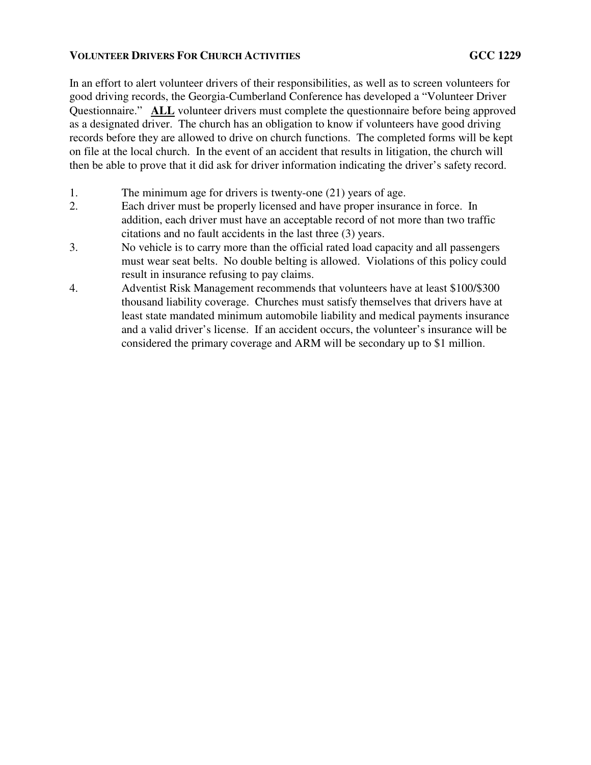**VOLUNTEER DRIVERS FOR CHURCH ACTIVITIES** **GCC 1229**

In an effort to alert volunteer drivers of their responsibilities, as well as to screen volunteers for good driving records, the Georgia-Cumberland Conference has developed a "Volunteer Driver Questionnaire." **ALL** volunteer drivers must complete the questionnaire before being approved as a designated driver. The church has an obligation to know if volunteers have good driving records before they are allowed to drive on church functions. The completed forms will be kept on file at the local church. In the event of an accident that results in litigation, the church will then be able to prove that it did ask for driver information indicating the driver's safety record.

1. The minimum age for drivers is twenty-one (21) years of age.
2. Each driver must be properly licensed and have proper insurance in force. In addition, each driver must have an acceptable record of not more than two traffic citations and no fault accidents in the last three (3) years.
3. No vehicle is to carry more than the official rated load capacity and all passengers must wear seat belts. No double belting is allowed. Violations of this policy could result in insurance refusing to pay claims.
4. Adventist Risk Management recommends that volunteers have at least $100/$300 thousand liability coverage. Churches must satisfy themselves that drivers have at least state mandated minimum automobile liability and medical payments insurance and a valid driver's license. If an accident occurs, the volunteer's insurance will be considered the primary coverage and ARM will be secondary up to $1 million.